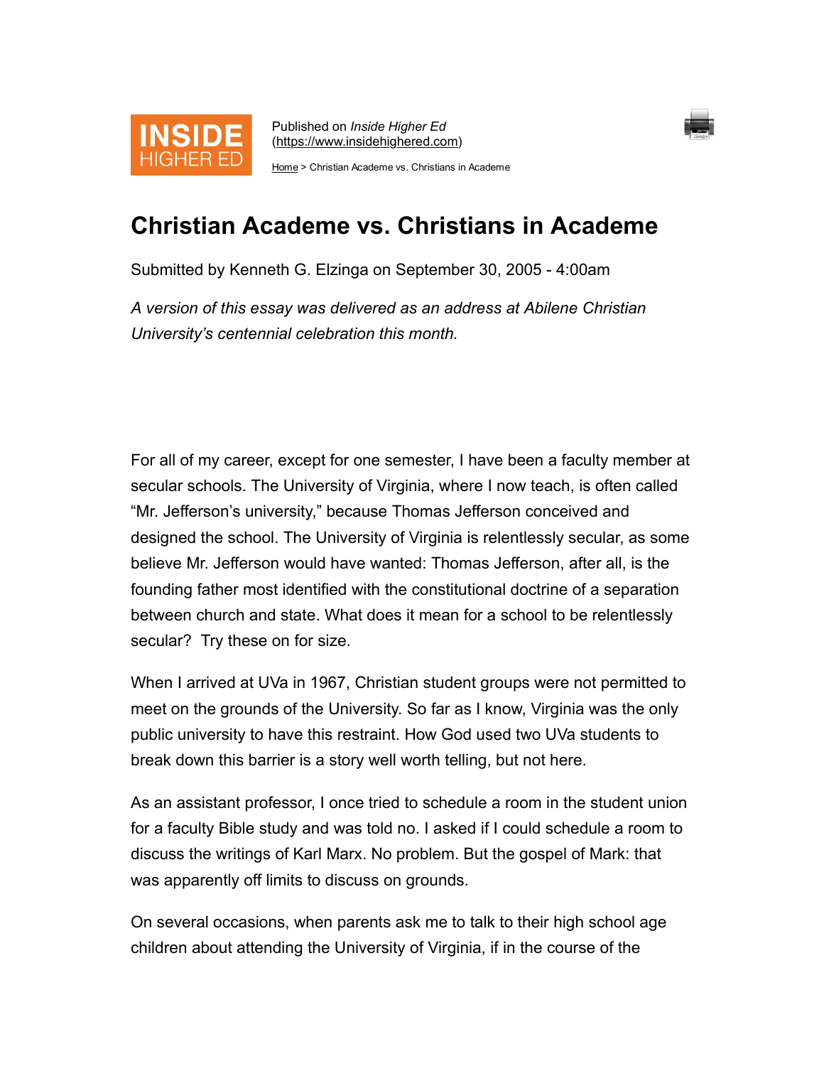Published on *Inside Higher Ed* (https://www.insidehighered.com)

Home > Christian Academe vs. Christians in Academe

# Christian Academe vs. Christians in Academe

Submitted by Kenneth G. Elzinga on September 30, 2005 - 4:00am

*A version of this essay was delivered as an address at Abilene Christian University's centennial celebration this month.*

For all of my career, except for one semester, I have been a faculty member at secular schools. The University of Virginia, where I now teach, is often called "Mr. Jefferson's university," because Thomas Jefferson conceived and designed the school. The University of Virginia is relentlessly secular, as some believe Mr. Jefferson would have wanted: Thomas Jefferson, after all, is the founding father most identified with the constitutional doctrine of a separation between church and state. What does it mean for a school to be relentlessly secular? Try these on for size.

When I arrived at UVa in 1967, Christian student groups were not permitted to meet on the grounds of the University. So far as I know, Virginia was the only public university to have this restraint. How God used two UVa students to break down this barrier is a story well worth telling, but not here.

As an assistant professor, I once tried to schedule a room in the student union for a faculty Bible study and was told no. I asked if I could schedule a room to discuss the writings of Karl Marx. No problem. But the gospel of Mark: that was apparently off limits to discuss on grounds.

On several occasions, when parents ask me to talk to their high school age children about attending the University of Virginia, if in the course of the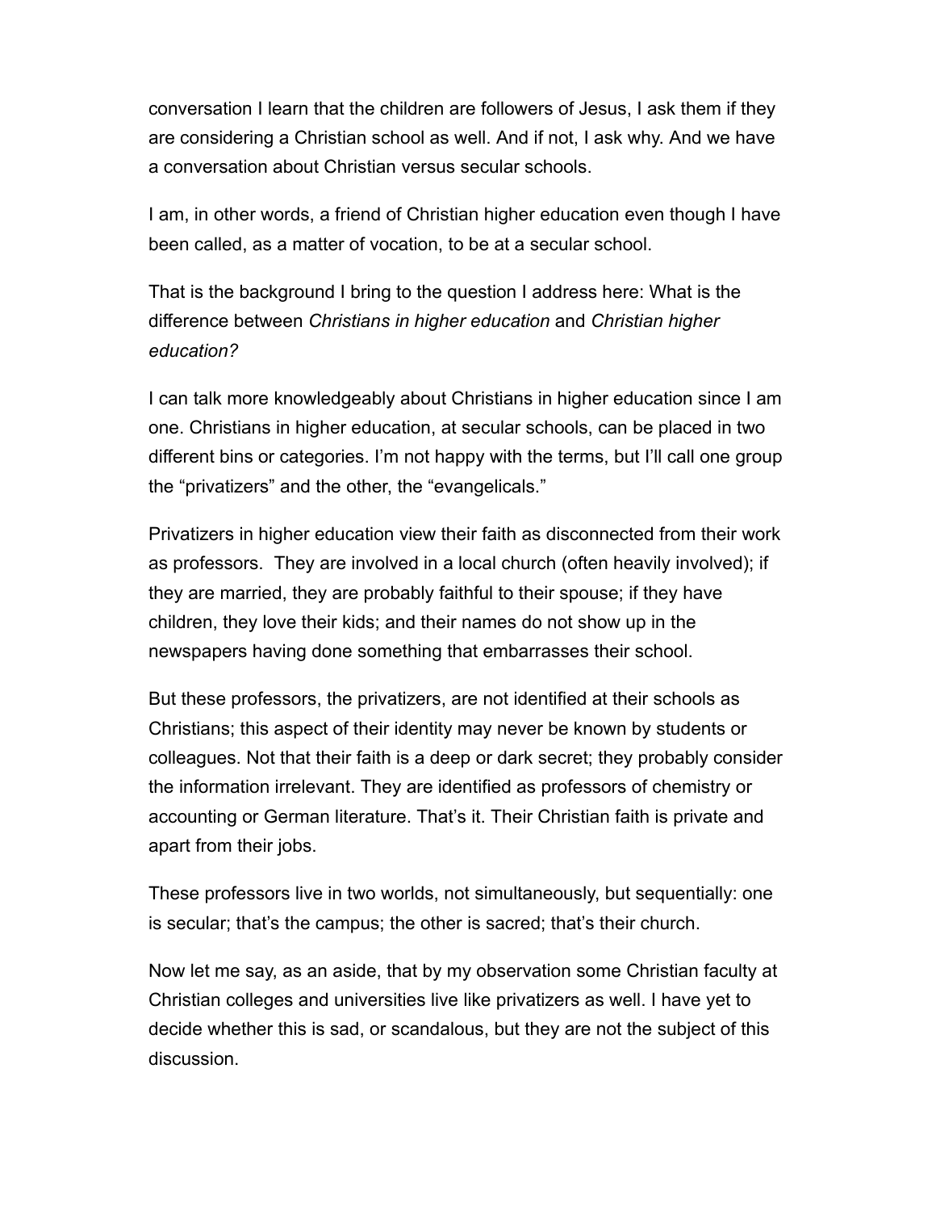conversation I learn that the children are followers of Jesus, I ask them if they are considering a Christian school as well. And if not, I ask why. And we have a conversation about Christian versus secular schools.

I am, in other words, a friend of Christian higher education even though I have been called, as a matter of vocation, to be at a secular school.

That is the background I bring to the question I address here: What is the difference between *Christians in higher education* and *Christian higher education?*

I can talk more knowledgeably about Christians in higher education since I am one. Christians in higher education, at secular schools, can be placed in two different bins or categories. I'm not happy with the terms, but I'll call one group the "privatizers" and the other, the "evangelicals."

Privatizers in higher education view their faith as disconnected from their work as professors. They are involved in a local church (often heavily involved); if they are married, they are probably faithful to their spouse; if they have children, they love their kids; and their names do not show up in the newspapers having done something that embarrasses their school.

But these professors, the privatizers, are not identified at their schools as Christians; this aspect of their identity may never be known by students or colleagues. Not that their faith is a deep or dark secret; they probably consider the information irrelevant. They are identified as professors of chemistry or accounting or German literature. That's it. Their Christian faith is private and apart from their jobs.

These professors live in two worlds, not simultaneously, but sequentially: one is secular; that's the campus; the other is sacred; that's their church.

Now let me say, as an aside, that by my observation some Christian faculty at Christian colleges and universities live like privatizers as well. I have yet to decide whether this is sad, or scandalous, but they are not the subject of this discussion.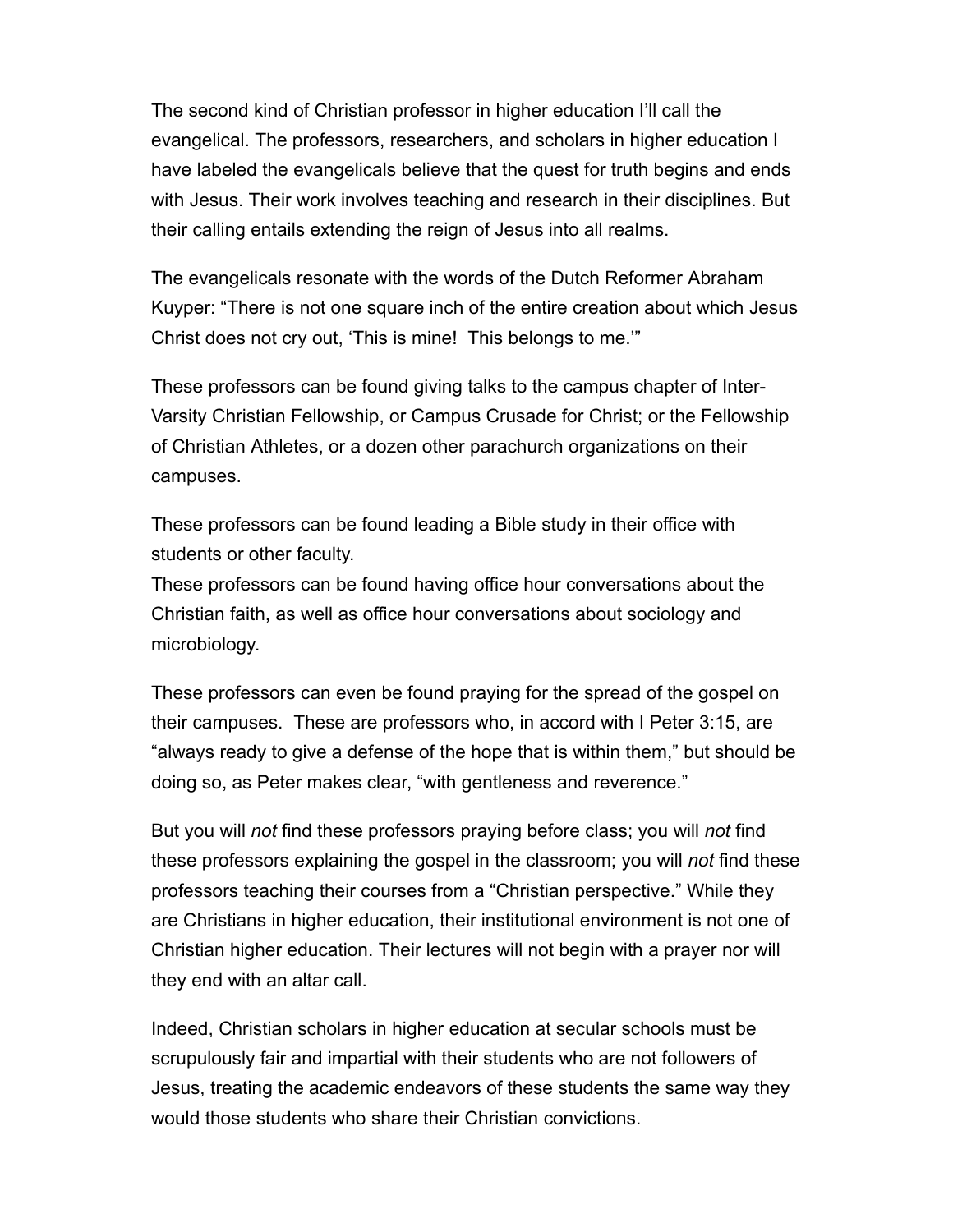The second kind of Christian professor in higher education I'll call the evangelical. The professors, researchers, and scholars in higher education I have labeled the evangelicals believe that the quest for truth begins and ends with Jesus. Their work involves teaching and research in their disciplines. But their calling entails extending the reign of Jesus into all realms.

The evangelicals resonate with the words of the Dutch Reformer Abraham Kuyper: "There is not one square inch of the entire creation about which Jesus Christ does not cry out, 'This is mine!  This belongs to me.'"

These professors can be found giving talks to the campus chapter of Inter-Varsity Christian Fellowship, or Campus Crusade for Christ; or the Fellowship of Christian Athletes, or a dozen other parachurch organizations on their campuses.

These professors can be found leading a Bible study in their office with students or other faculty.
These professors can be found having office hour conversations about the Christian faith, as well as office hour conversations about sociology and microbiology.

These professors can even be found praying for the spread of the gospel on their campuses.  These are professors who, in accord with I Peter 3:15, are "always ready to give a defense of the hope that is within them," but should be doing so, as Peter makes clear, "with gentleness and reverence."

But you will *not* find these professors praying before class; you will *not* find these professors explaining the gospel in the classroom; you will *not* find these professors teaching their courses from a "Christian perspective." While they are Christians in higher education, their institutional environment is not one of Christian higher education. Their lectures will not begin with a prayer nor will they end with an altar call.

Indeed, Christian scholars in higher education at secular schools must be scrupulously fair and impartial with their students who are not followers of Jesus, treating the academic endeavors of these students the same way they would those students who share their Christian convictions.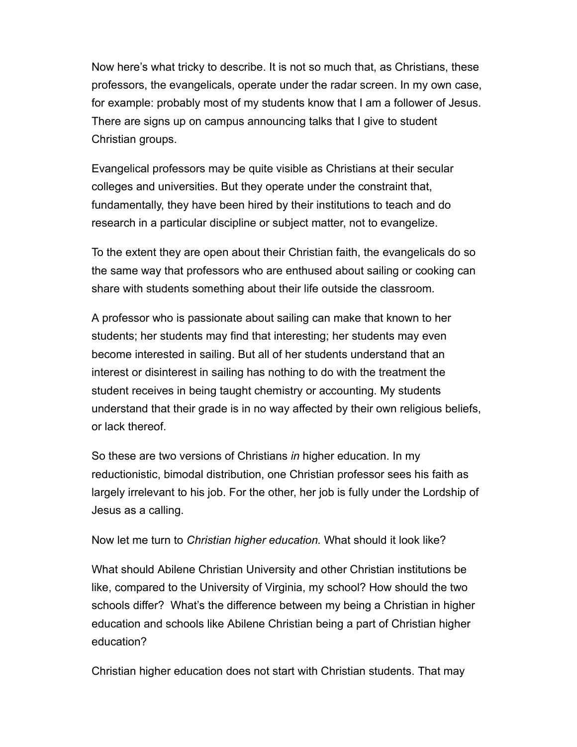Now here's what tricky to describe. It is not so much that, as Christians, these professors, the evangelicals, operate under the radar screen. In my own case, for example: probably most of my students know that I am a follower of Jesus. There are signs up on campus announcing talks that I give to student Christian groups.

Evangelical professors may be quite visible as Christians at their secular colleges and universities. But they operate under the constraint that, fundamentally, they have been hired by their institutions to teach and do research in a particular discipline or subject matter, not to evangelize.

To the extent they are open about their Christian faith, the evangelicals do so the same way that professors who are enthused about sailing or cooking can share with students something about their life outside the classroom.

A professor who is passionate about sailing can make that known to her students; her students may find that interesting; her students may even become interested in sailing. But all of her students understand that an interest or disinterest in sailing has nothing to do with the treatment the student receives in being taught chemistry or accounting. My students understand that their grade is in no way affected by their own religious beliefs, or lack thereof.

So these are two versions of Christians *in* higher education. In my reductionistic, bimodal distribution, one Christian professor sees his faith as largely irrelevant to his job. For the other, her job is fully under the Lordship of Jesus as a calling.

Now let me turn to *Christian higher education.* What should it look like?

What should Abilene Christian University and other Christian institutions be like, compared to the University of Virginia, my school? How should the two schools differ? What's the difference between my being a Christian in higher education and schools like Abilene Christian being a part of Christian higher education?

Christian higher education does not start with Christian students. That may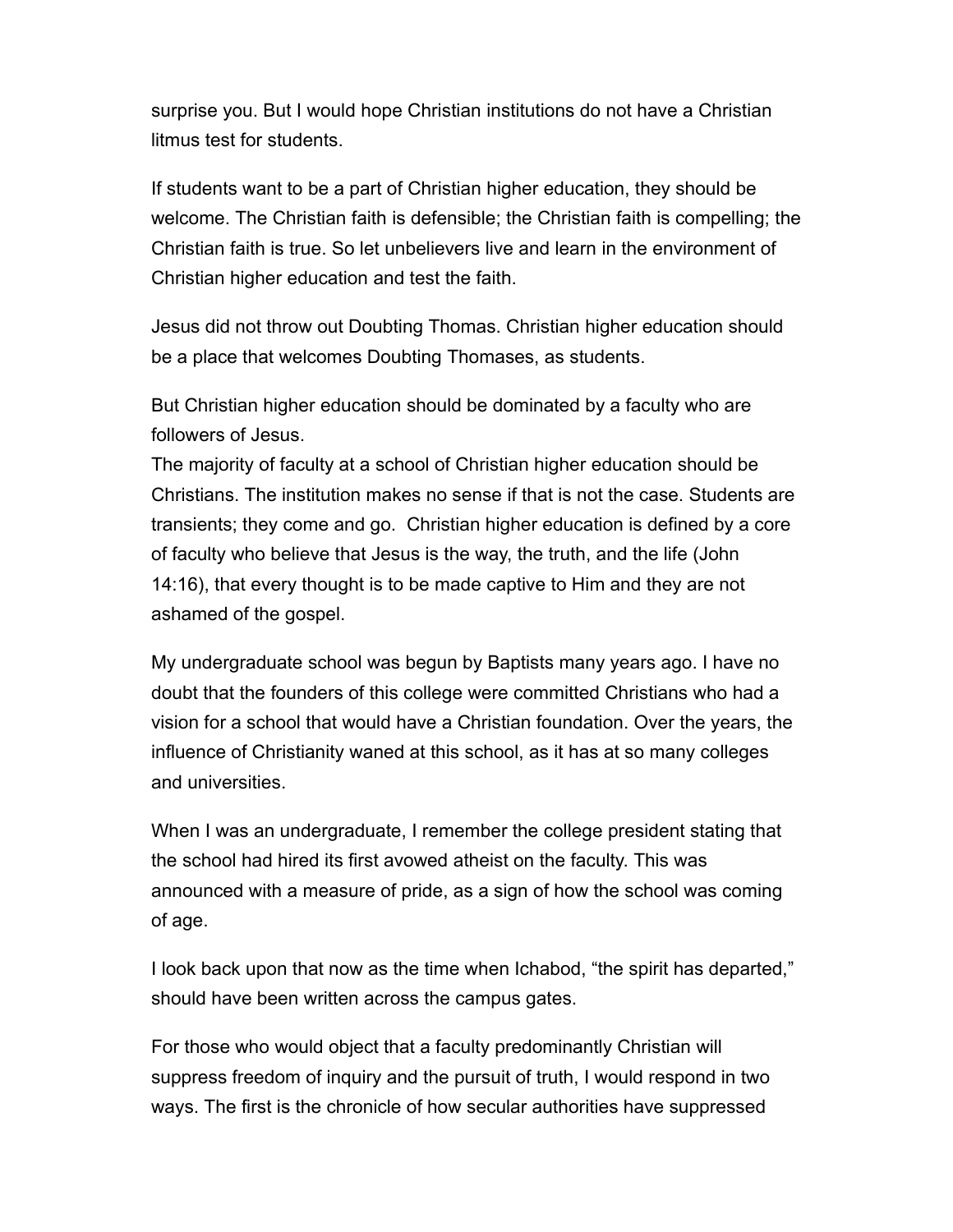surprise you. But I would hope Christian institutions do not have a Christian litmus test for students.

If students want to be a part of Christian higher education, they should be welcome. The Christian faith is defensible; the Christian faith is compelling; the Christian faith is true. So let unbelievers live and learn in the environment of Christian higher education and test the faith.

Jesus did not throw out Doubting Thomas. Christian higher education should be a place that welcomes Doubting Thomases, as students.

But Christian higher education should be dominated by a faculty who are followers of Jesus.

The majority of faculty at a school of Christian higher education should be Christians. The institution makes no sense if that is not the case. Students are transients; they come and go. Christian higher education is defined by a core of faculty who believe that Jesus is the way, the truth, and the life (John 14:16), that every thought is to be made captive to Him and they are not ashamed of the gospel.

My undergraduate school was begun by Baptists many years ago. I have no doubt that the founders of this college were committed Christians who had a vision for a school that would have a Christian foundation. Over the years, the influence of Christianity waned at this school, as it has at so many colleges and universities.

When I was an undergraduate, I remember the college president stating that the school had hired its first avowed atheist on the faculty. This was announced with a measure of pride, as a sign of how the school was coming of age.

I look back upon that now as the time when Ichabod, “the spirit has departed,” should have been written across the campus gates.

For those who would object that a faculty predominantly Christian will suppress freedom of inquiry and the pursuit of truth, I would respond in two ways. The first is the chronicle of how secular authorities have suppressed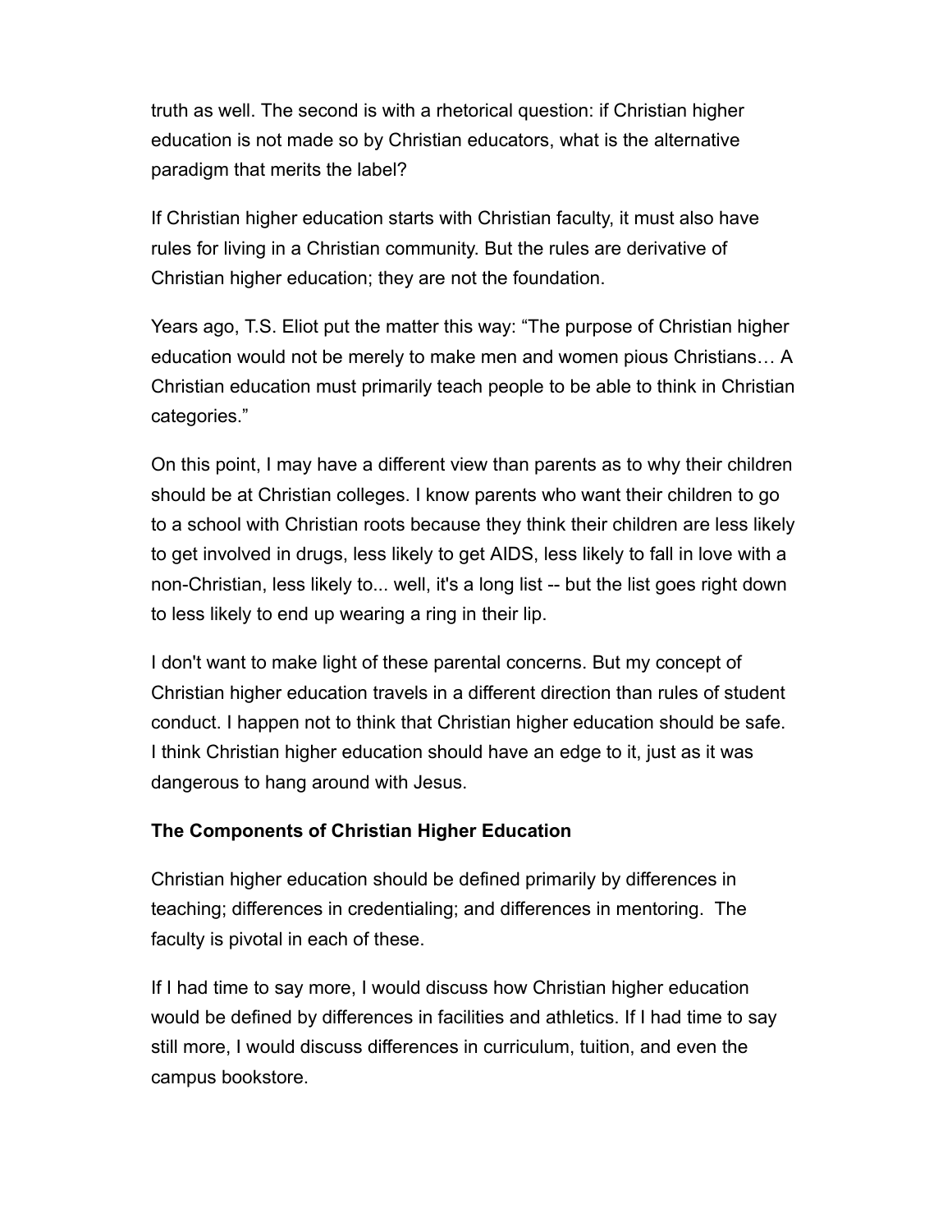truth as well. The second is with a rhetorical question: if Christian higher education is not made so by Christian educators, what is the alternative paradigm that merits the label?

If Christian higher education starts with Christian faculty, it must also have rules for living in a Christian community. But the rules are derivative of Christian higher education; they are not the foundation.

Years ago, T.S. Eliot put the matter this way: "The purpose of Christian higher education would not be merely to make men and women pious Christians… A Christian education must primarily teach people to be able to think in Christian categories."

On this point, I may have a different view than parents as to why their children should be at Christian colleges. I know parents who want their children to go to a school with Christian roots because they think their children are less likely to get involved in drugs, less likely to get AIDS, less likely to fall in love with a non-Christian, less likely to... well, it's a long list -- but the list goes right down to less likely to end up wearing a ring in their lip.

I don't want to make light of these parental concerns. But my concept of Christian higher education travels in a different direction than rules of student conduct. I happen not to think that Christian higher education should be safe. I think Christian higher education should have an edge to it, just as it was dangerous to hang around with Jesus.

### The Components of Christian Higher Education

Christian higher education should be defined primarily by differences in teaching; differences in credentialing; and differences in mentoring. The faculty is pivotal in each of these.

If I had time to say more, I would discuss how Christian higher education would be defined by differences in facilities and athletics. If I had time to say still more, I would discuss differences in curriculum, tuition, and even the campus bookstore.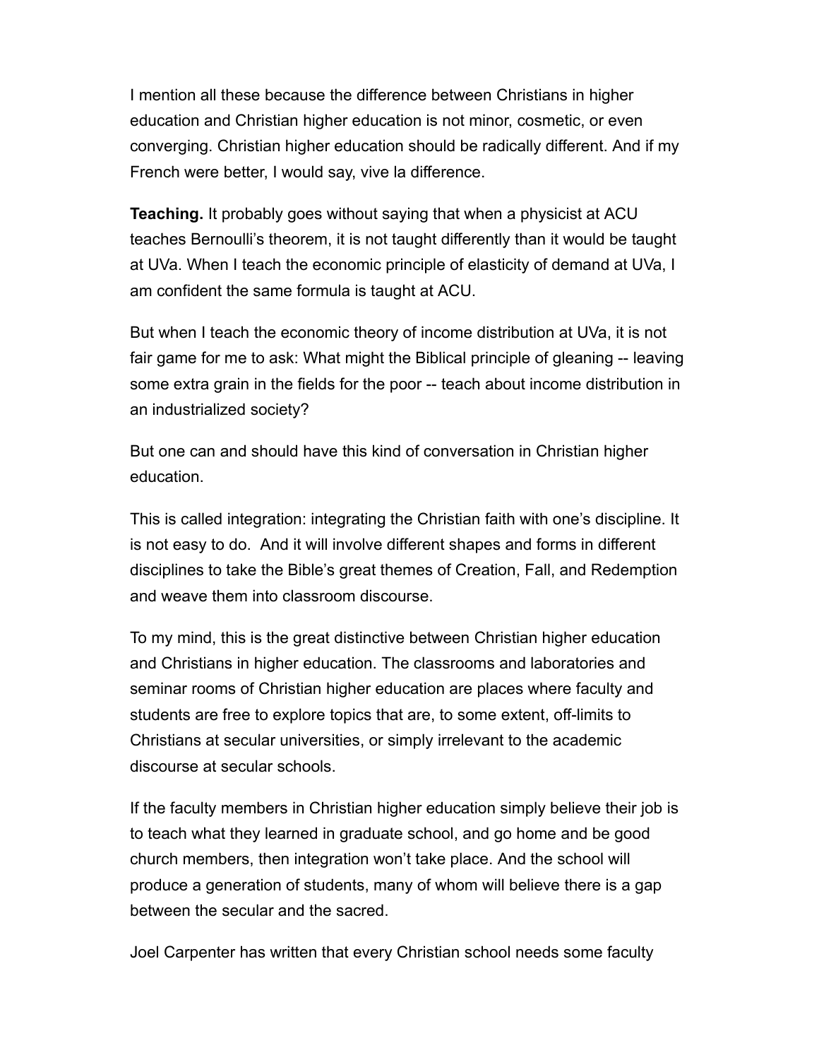I mention all these because the difference between Christians in higher education and Christian higher education is not minor, cosmetic, or even converging. Christian higher education should be radically different. And if my French were better, I would say, vive la difference.

**Teaching.** It probably goes without saying that when a physicist at ACU teaches Bernoulli's theorem, it is not taught differently than it would be taught at UVa. When I teach the economic principle of elasticity of demand at UVa, I am confident the same formula is taught at ACU.

But when I teach the economic theory of income distribution at UVa, it is not fair game for me to ask: What might the Biblical principle of gleaning -- leaving some extra grain in the fields for the poor -- teach about income distribution in an industrialized society?

But one can and should have this kind of conversation in Christian higher education.

This is called integration: integrating the Christian faith with one's discipline. It is not easy to do. And it will involve different shapes and forms in different disciplines to take the Bible's great themes of Creation, Fall, and Redemption and weave them into classroom discourse.

To my mind, this is the great distinctive between Christian higher education and Christians in higher education. The classrooms and laboratories and seminar rooms of Christian higher education are places where faculty and students are free to explore topics that are, to some extent, off-limits to Christians at secular universities, or simply irrelevant to the academic discourse at secular schools.

If the faculty members in Christian higher education simply believe their job is to teach what they learned in graduate school, and go home and be good church members, then integration won't take place. And the school will produce a generation of students, many of whom will believe there is a gap between the secular and the sacred.

Joel Carpenter has written that every Christian school needs some faculty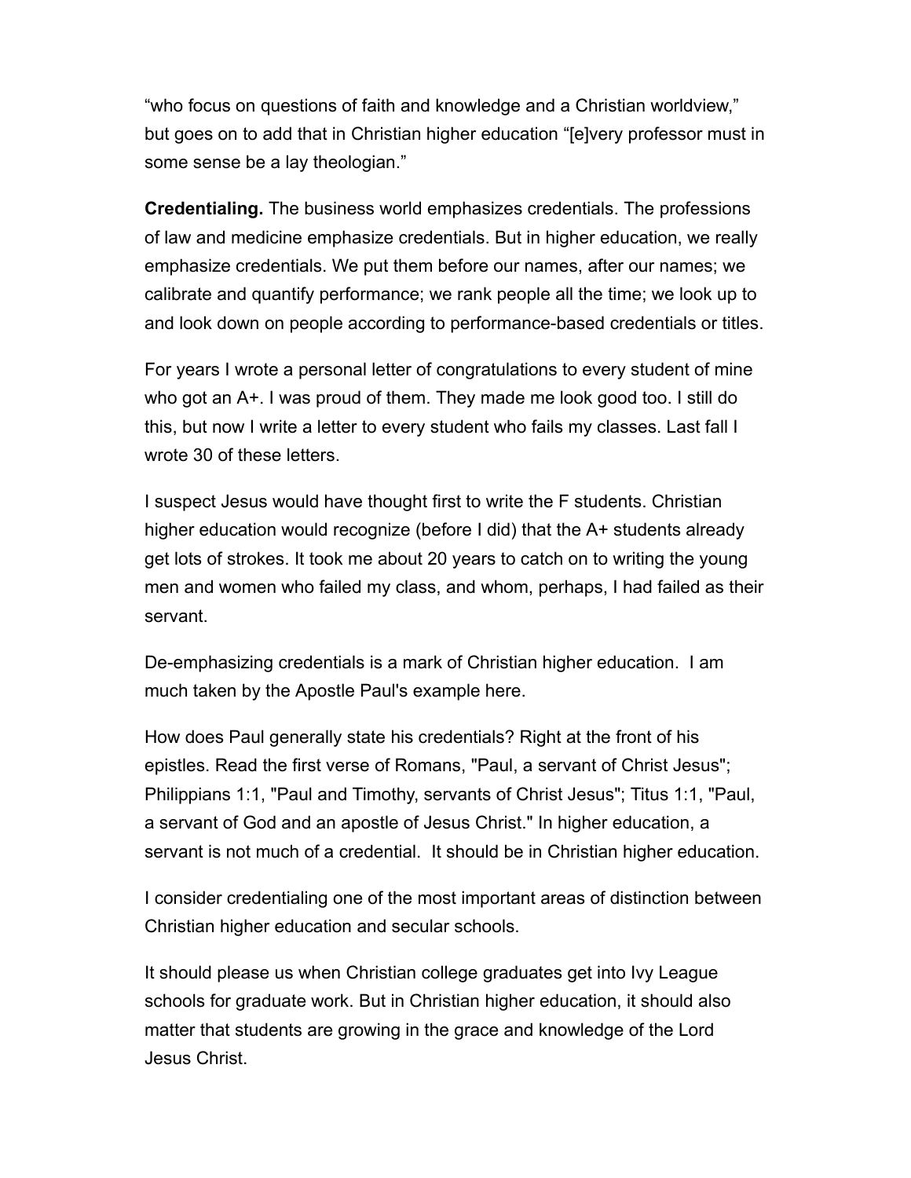"who focus on questions of faith and knowledge and a Christian worldview," but goes on to add that in Christian higher education "[e]very professor must in some sense be a lay theologian."

**Credentialing.** The business world emphasizes credentials. The professions of law and medicine emphasize credentials. But in higher education, we really emphasize credentials. We put them before our names, after our names; we calibrate and quantify performance; we rank people all the time; we look up to and look down on people according to performance-based credentials or titles.

For years I wrote a personal letter of congratulations to every student of mine who got an A+. I was proud of them. They made me look good too. I still do this, but now I write a letter to every student who fails my classes. Last fall I wrote 30 of these letters.

I suspect Jesus would have thought first to write the F students. Christian higher education would recognize (before I did) that the A+ students already get lots of strokes. It took me about 20 years to catch on to writing the young men and women who failed my class, and whom, perhaps, I had failed as their servant.

De-emphasizing credentials is a mark of Christian higher education. I am much taken by the Apostle Paul's example here.

How does Paul generally state his credentials? Right at the front of his epistles. Read the first verse of Romans, "Paul, a servant of Christ Jesus"; Philippians 1:1, "Paul and Timothy, servants of Christ Jesus"; Titus 1:1, "Paul, a servant of God and an apostle of Jesus Christ." In higher education, a servant is not much of a credential. It should be in Christian higher education.

I consider credentialing one of the most important areas of distinction between Christian higher education and secular schools.

It should please us when Christian college graduates get into Ivy League schools for graduate work. But in Christian higher education, it should also matter that students are growing in the grace and knowledge of the Lord Jesus Christ.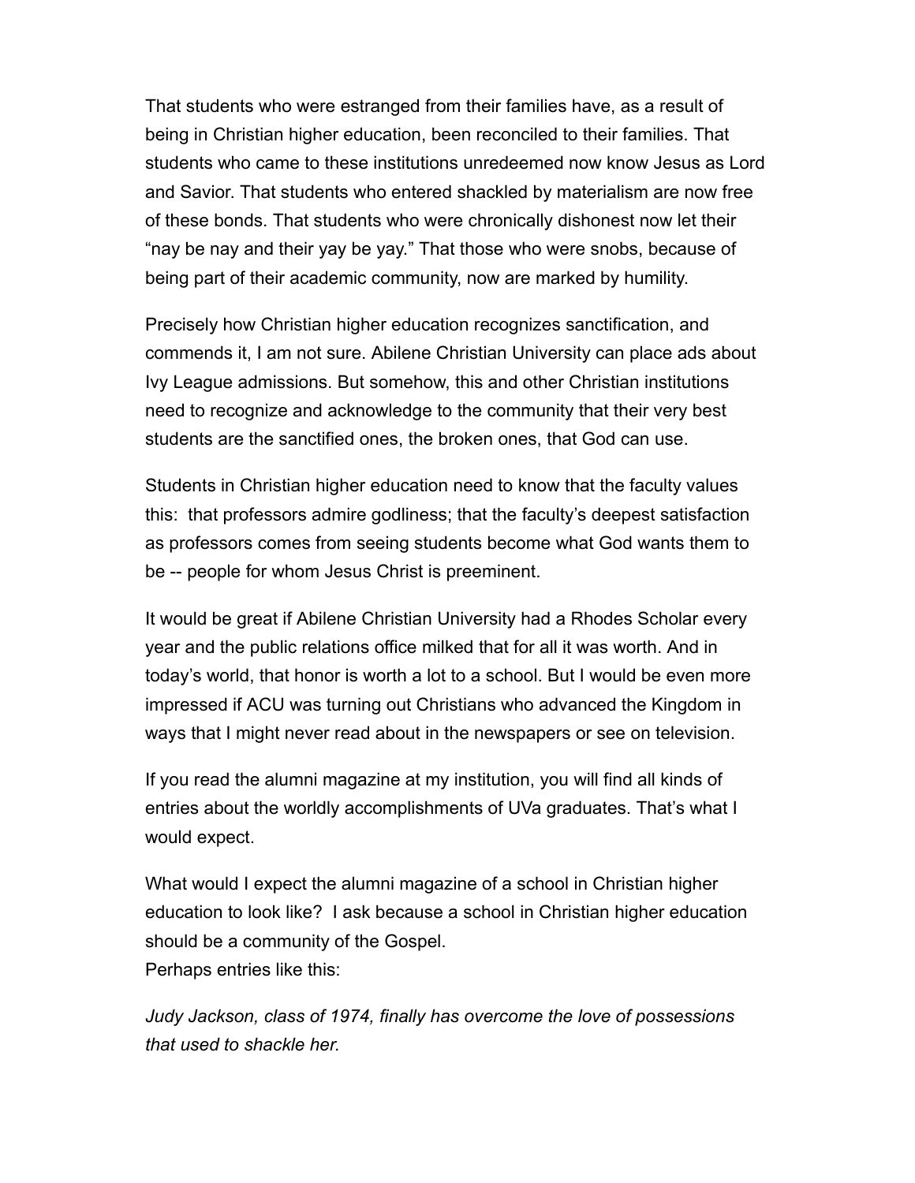That students who were estranged from their families have, as a result of being in Christian higher education, been reconciled to their families. That students who came to these institutions unredeemed now know Jesus as Lord and Savior. That students who entered shackled by materialism are now free of these bonds. That students who were chronically dishonest now let their "nay be nay and their yay be yay." That those who were snobs, because of being part of their academic community, now are marked by humility.

Precisely how Christian higher education recognizes sanctification, and commends it, I am not sure. Abilene Christian University can place ads about Ivy League admissions. But somehow, this and other Christian institutions need to recognize and acknowledge to the community that their very best students are the sanctified ones, the broken ones, that God can use.

Students in Christian higher education need to know that the faculty values this:  that professors admire godliness; that the faculty's deepest satisfaction as professors comes from seeing students become what God wants them to be -- people for whom Jesus Christ is preeminent.

It would be great if Abilene Christian University had a Rhodes Scholar every year and the public relations office milked that for all it was worth. And in today's world, that honor is worth a lot to a school. But I would be even more impressed if ACU was turning out Christians who advanced the Kingdom in ways that I might never read about in the newspapers or see on television.

If you read the alumni magazine at my institution, you will find all kinds of entries about the worldly accomplishments of UVa graduates. That's what I would expect.

What would I expect the alumni magazine of a school in Christian higher education to look like?  I ask because a school in Christian higher education should be a community of the Gospel.
Perhaps entries like this:

*Judy Jackson, class of 1974, finally has overcome the love of possessions that used to shackle her.*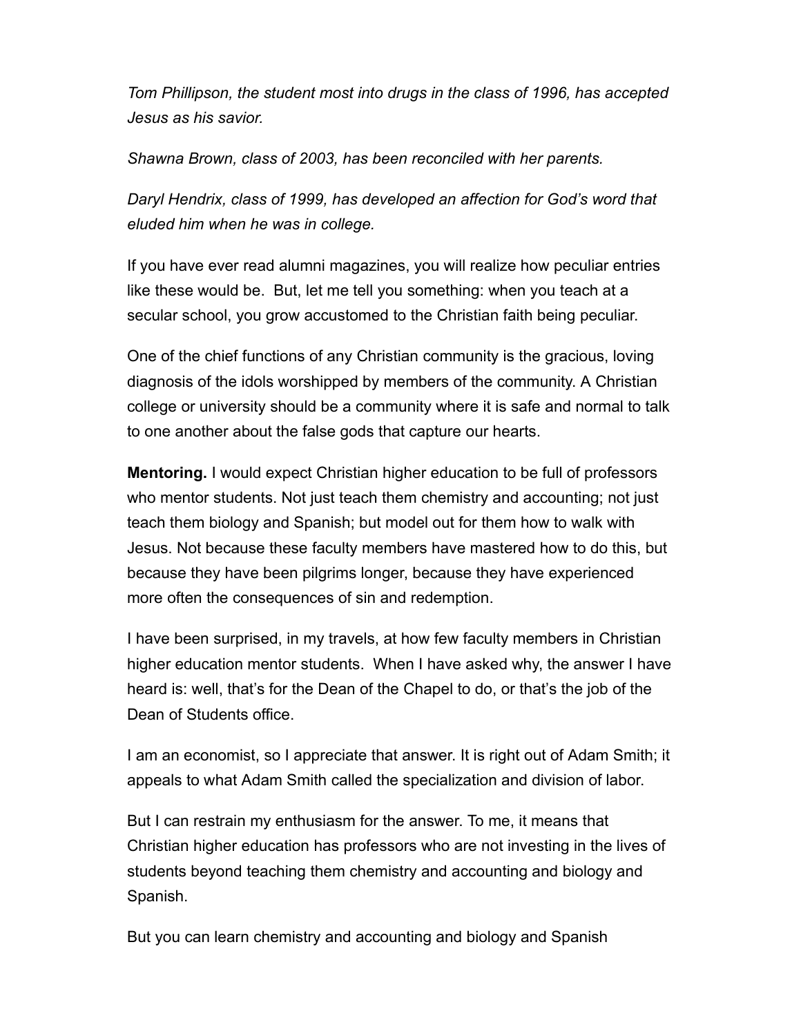*Tom Phillipson, the student most into drugs in the class of 1996, has accepted Jesus as his savior.*

*Shawna Brown, class of 2003, has been reconciled with her parents.*

*Daryl Hendrix, class of 1999, has developed an affection for God's word that eluded him when he was in college.*

If you have ever read alumni magazines, you will realize how peculiar entries like these would be. But, let me tell you something: when you teach at a secular school, you grow accustomed to the Christian faith being peculiar.

One of the chief functions of any Christian community is the gracious, loving diagnosis of the idols worshipped by members of the community. A Christian college or university should be a community where it is safe and normal to talk to one another about the false gods that capture our hearts.

**Mentoring.** I would expect Christian higher education to be full of professors who mentor students. Not just teach them chemistry and accounting; not just teach them biology and Spanish; but model out for them how to walk with Jesus. Not because these faculty members have mastered how to do this, but because they have been pilgrims longer, because they have experienced more often the consequences of sin and redemption.

I have been surprised, in my travels, at how few faculty members in Christian higher education mentor students. When I have asked why, the answer I have heard is: well, that's for the Dean of the Chapel to do, or that's the job of the Dean of Students office.

I am an economist, so I appreciate that answer. It is right out of Adam Smith; it appeals to what Adam Smith called the specialization and division of labor.

But I can restrain my enthusiasm for the answer. To me, it means that Christian higher education has professors who are not investing in the lives of students beyond teaching them chemistry and accounting and biology and Spanish.

But you can learn chemistry and accounting and biology and Spanish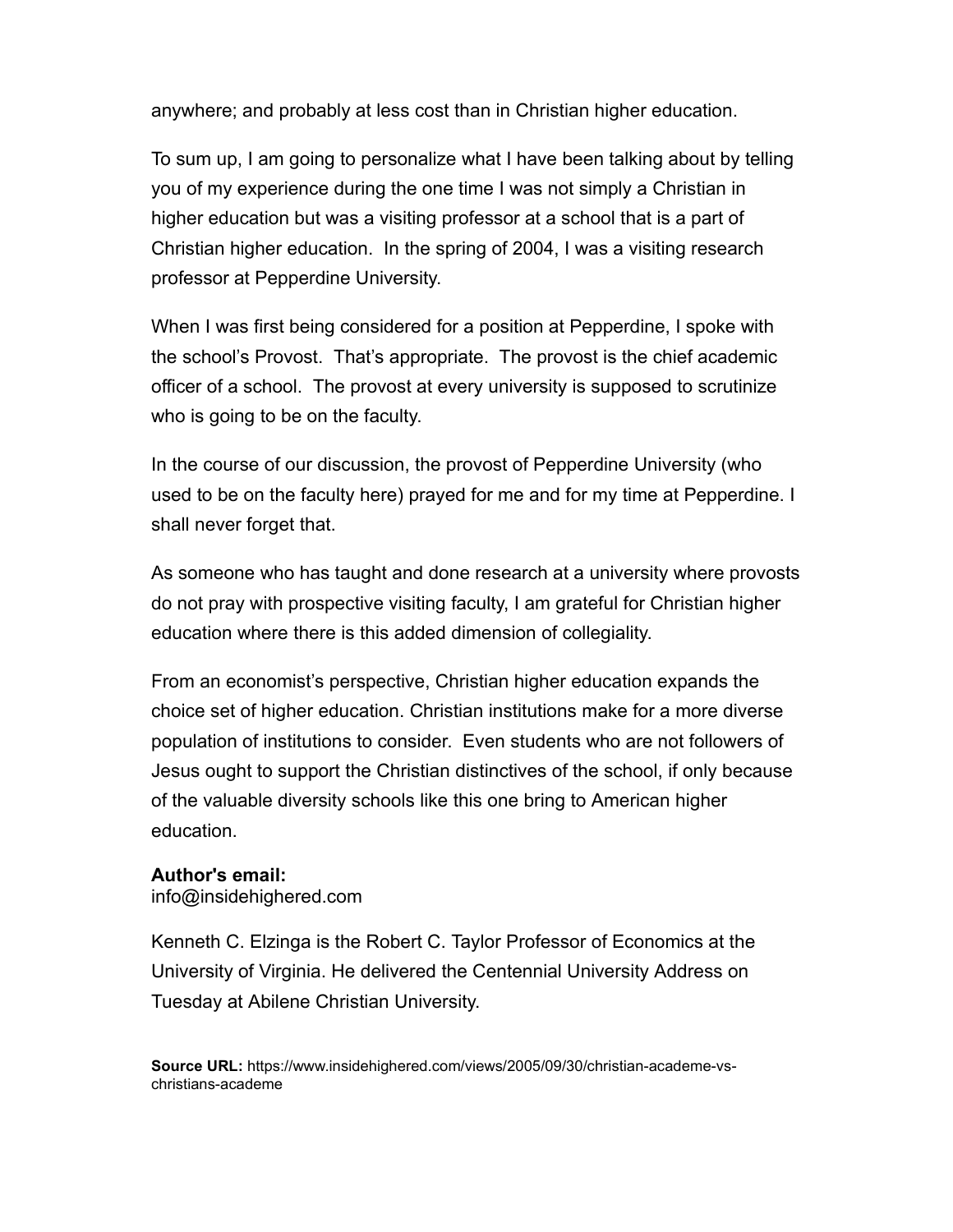anywhere; and probably at less cost than in Christian higher education.

To sum up, I am going to personalize what I have been talking about by telling you of my experience during the one time I was not simply a Christian in higher education but was a visiting professor at a school that is a part of Christian higher education. In the spring of 2004, I was a visiting research professor at Pepperdine University.

When I was first being considered for a position at Pepperdine, I spoke with the school's Provost. That's appropriate. The provost is the chief academic officer of a school. The provost at every university is supposed to scrutinize who is going to be on the faculty.

In the course of our discussion, the provost of Pepperdine University (who used to be on the faculty here) prayed for me and for my time at Pepperdine. I shall never forget that.

As someone who has taught and done research at a university where provosts do not pray with prospective visiting faculty, I am grateful for Christian higher education where there is this added dimension of collegiality.

From an economist's perspective, Christian higher education expands the choice set of higher education. Christian institutions make for a more diverse population of institutions to consider. Even students who are not followers of Jesus ought to support the Christian distinctives of the school, if only because of the valuable diversity schools like this one bring to American higher education.

**Author's email:**
info@insidehighered.com

Kenneth C. Elzinga is the Robert C. Taylor Professor of Economics at the University of Virginia. He delivered the Centennial University Address on Tuesday at Abilene Christian University.

**Source URL:** https://www.insidehighered.com/views/2005/09/30/christian-academe-vs-christians-academe